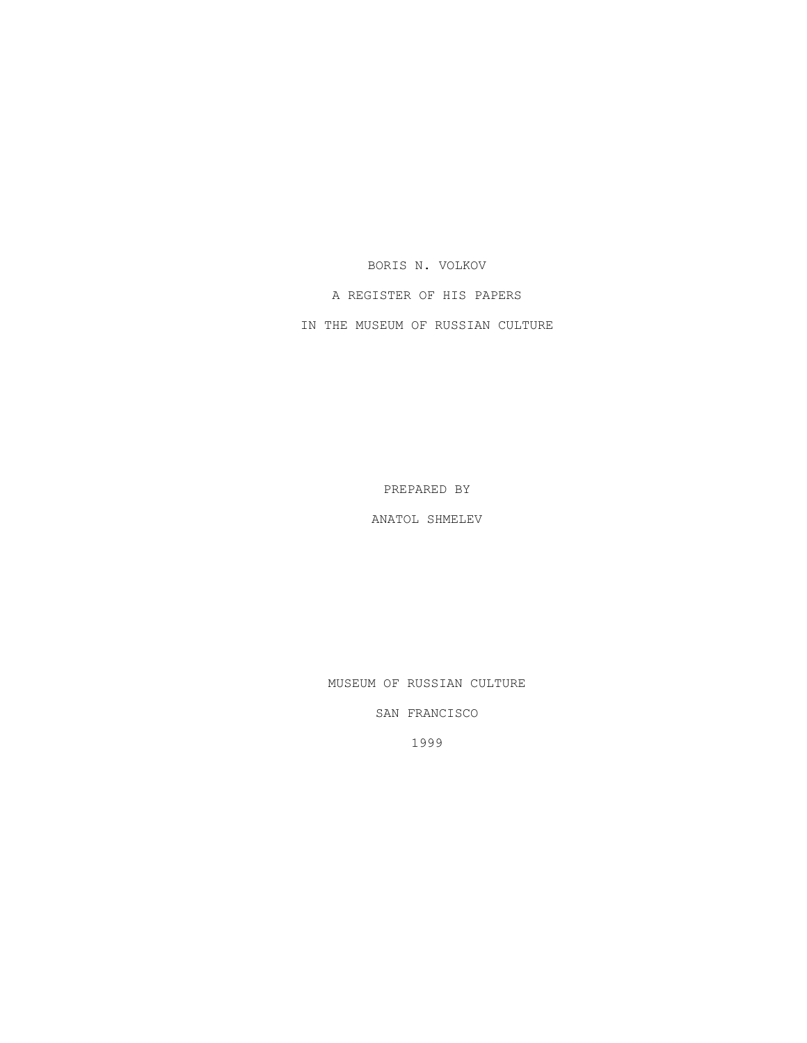# BORIS N. VOLKOV

A REGISTER OF HIS PAPERS

IN THE MUSEUM OF RUSSIAN CULTURE

PREPARED BY

ANATOL SHMELEV

MUSEUM OF RUSSIAN CULTURE

SAN FRANCISCO

1999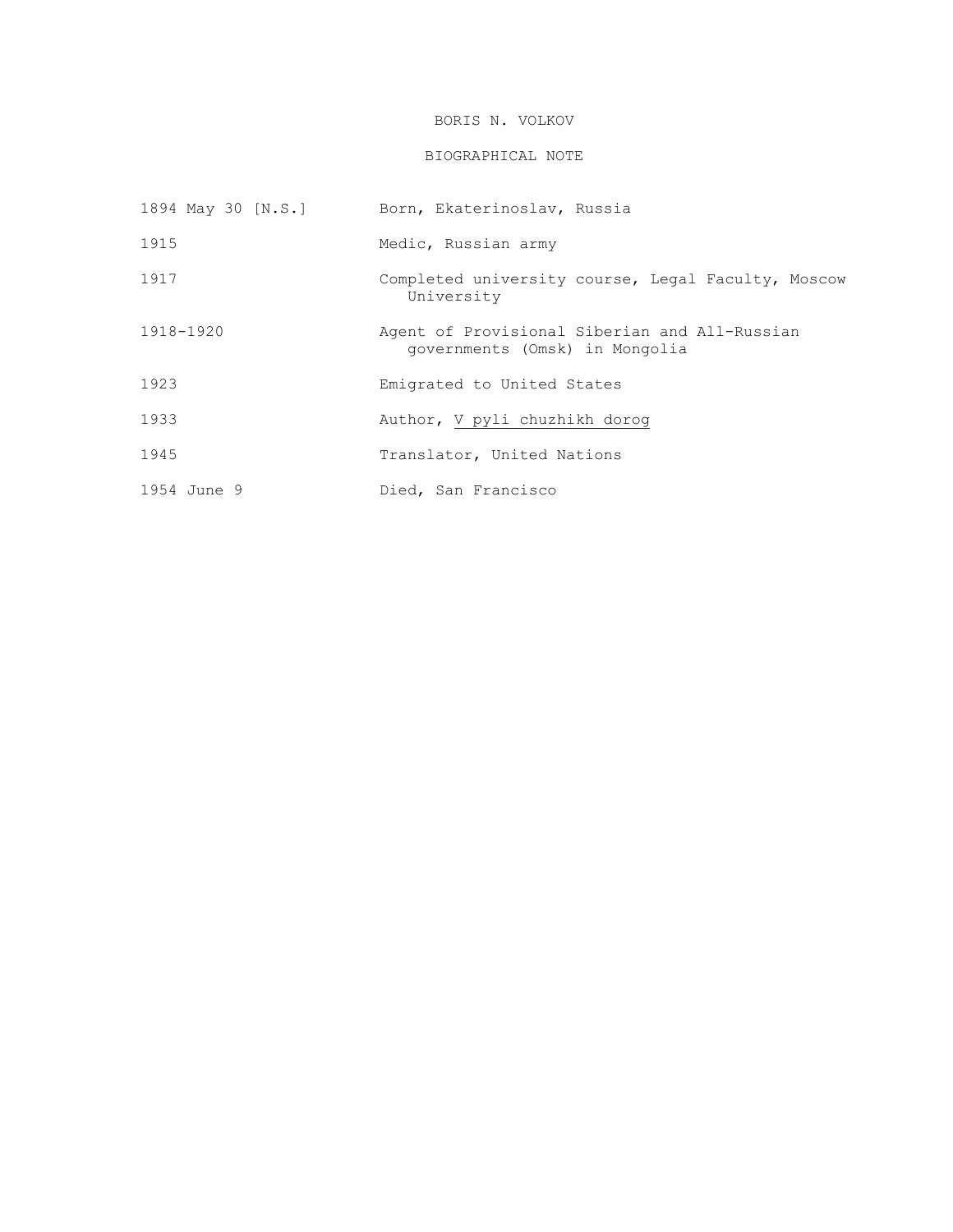# BORIS N. VOLKOV

## BIOGRAPHICAL NOTE

| | |
|---|---|
| 1894 May 30 [N.S.] | Born, Ekaterinoslav, Russia |
| 1915 | Medic, Russian army |
| 1917 | Completed university course, Legal Faculty, Moscow University |
| 1918-1920 | Agent of Provisional Siberian and All-Russian governments (Omsk) in Mongolia |
| 1923 | Emigrated to United States |
| 1933 | Author, <u>V pyli chuzhikh dorog</u> |
| 1945 | Translator, United Nations |
| 1954 June 9 | Died, San Francisco |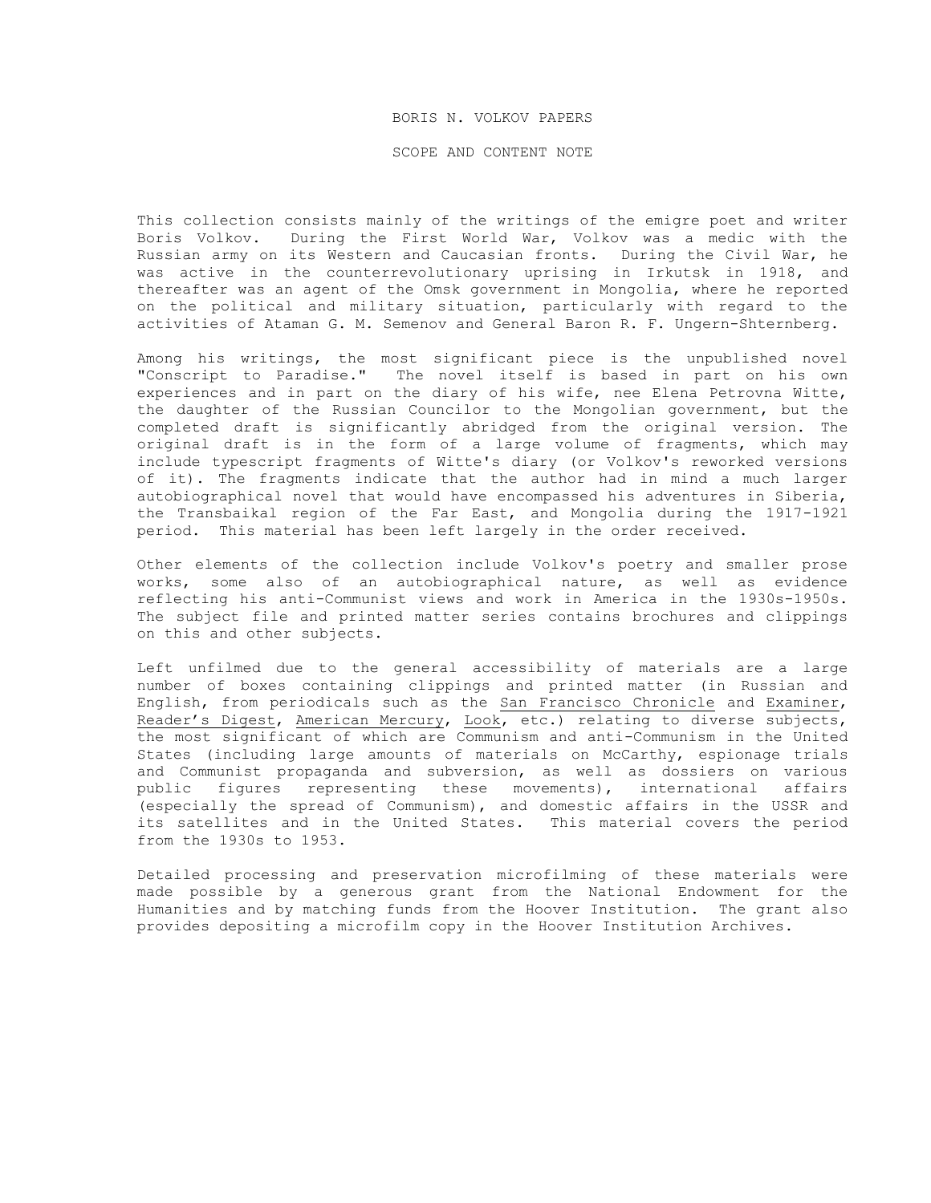# BORIS N. VOLKOV PAPERS

## SCOPE AND CONTENT NOTE

This collection consists mainly of the writings of the emigre poet and writer Boris Volkov. During the First World War, Volkov was a medic with the Russian army on its Western and Caucasian fronts. During the Civil War, he was active in the counterrevolutionary uprising in Irkutsk in 1918, and thereafter was an agent of the Omsk government in Mongolia, where he reported on the political and military situation, particularly with regard to the activities of Ataman G. M. Semenov and General Baron R. F. Ungern-Shternberg.

Among his writings, the most significant piece is the unpublished novel "Conscript to Paradise." The novel itself is based in part on his own experiences and in part on the diary of his wife, nee Elena Petrovna Witte, the daughter of the Russian Councilor to the Mongolian government, but the completed draft is significantly abridged from the original version. The original draft is in the form of a large volume of fragments, which may include typescript fragments of Witte's diary (or Volkov's reworked versions of it). The fragments indicate that the author had in mind a much larger autobiographical novel that would have encompassed his adventures in Siberia, the Transbaikal region of the Far East, and Mongolia during the 1917-1921 period. This material has been left largely in the order received.

Other elements of the collection include Volkov's poetry and smaller prose works, some also of an autobiographical nature, as well as evidence reflecting his anti-Communist views and work in America in the 1930s-1950s. The subject file and printed matter series contains brochures and clippings on this and other subjects.

Left unfilmed due to the general accessibility of materials are a large number of boxes containing clippings and printed matter (in Russian and English, from periodicals such as the San Francisco Chronicle and Examiner, Reader's Digest, American Mercury, Look, etc.) relating to diverse subjects, the most significant of which are Communism and anti-Communism in the United States (including large amounts of materials on McCarthy, espionage trials and Communist propaganda and subversion, as well as dossiers on various public figures representing these movements), international affairs (especially the spread of Communism), and domestic affairs in the USSR and its satellites and in the United States. This material covers the period from the 1930s to 1953.

Detailed processing and preservation microfilming of these materials were made possible by a generous grant from the National Endowment for the Humanities and by matching funds from the Hoover Institution. The grant also provides depositing a microfilm copy in the Hoover Institution Archives.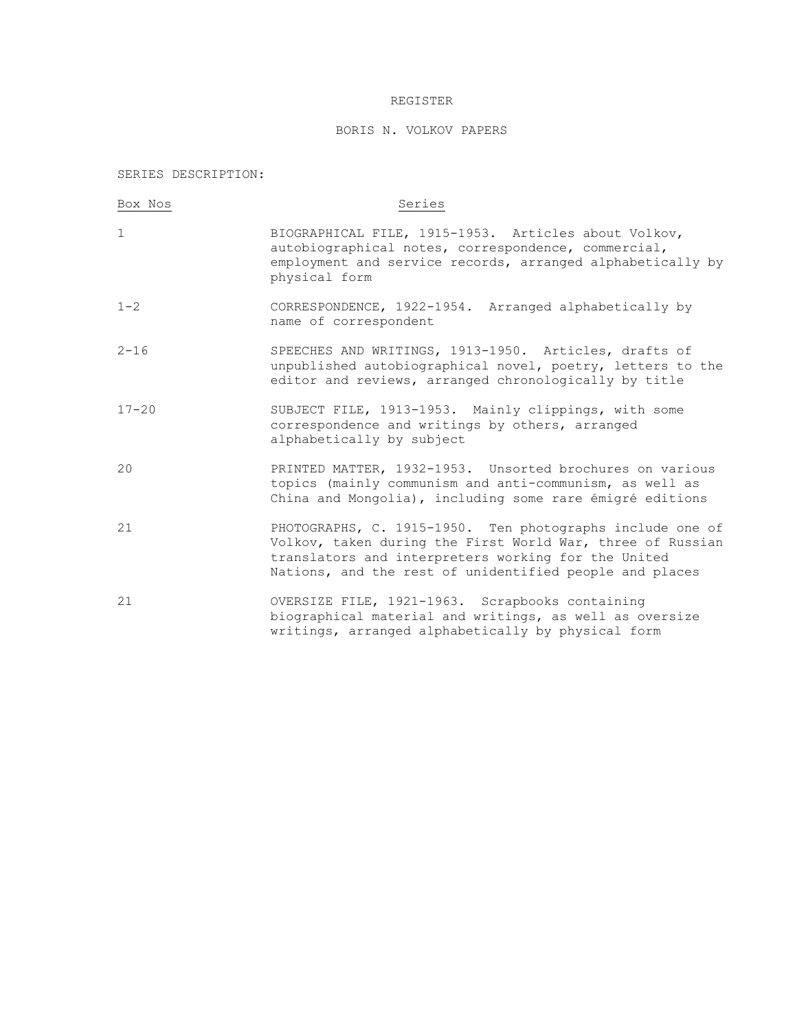# REGISTER

## BORIS N. VOLKOV PAPERS

SERIES DESCRIPTION:

| Box Nos | Series |
|---|---|
| 1 | BIOGRAPHICAL FILE, 1915-1953. Articles about Volkov, autobiographical notes, correspondence, commercial, employment and service records, arranged alphabetically by physical form |
| 1-2 | CORRESPONDENCE, 1922-1954. Arranged alphabetically by name of correspondent |
| 2-16 | SPEECHES AND WRITINGS, 1913-1950. Articles, drafts of unpublished autobiographical novel, poetry, letters to the editor and reviews, arranged chronologically by title |
| 17-20 | SUBJECT FILE, 1913-1953. Mainly clippings, with some correspondence and writings by others, arranged alphabetically by subject |
| 20 | PRINTED MATTER, 1932-1953. Unsorted brochures on various topics (mainly communism and anti-communism, as well as China and Mongolia), including some rare émigré editions |
| 21 | PHOTOGRAPHS, C. 1915-1950. Ten photographs include one of Volkov, taken during the First World War, three of Russian translators and interpreters working for the United Nations, and the rest of unidentified people and places |
| 21 | OVERSIZE FILE, 1921-1963. Scrapbooks containing biographical material and writings, as well as oversize writings, arranged alphabetically by physical form |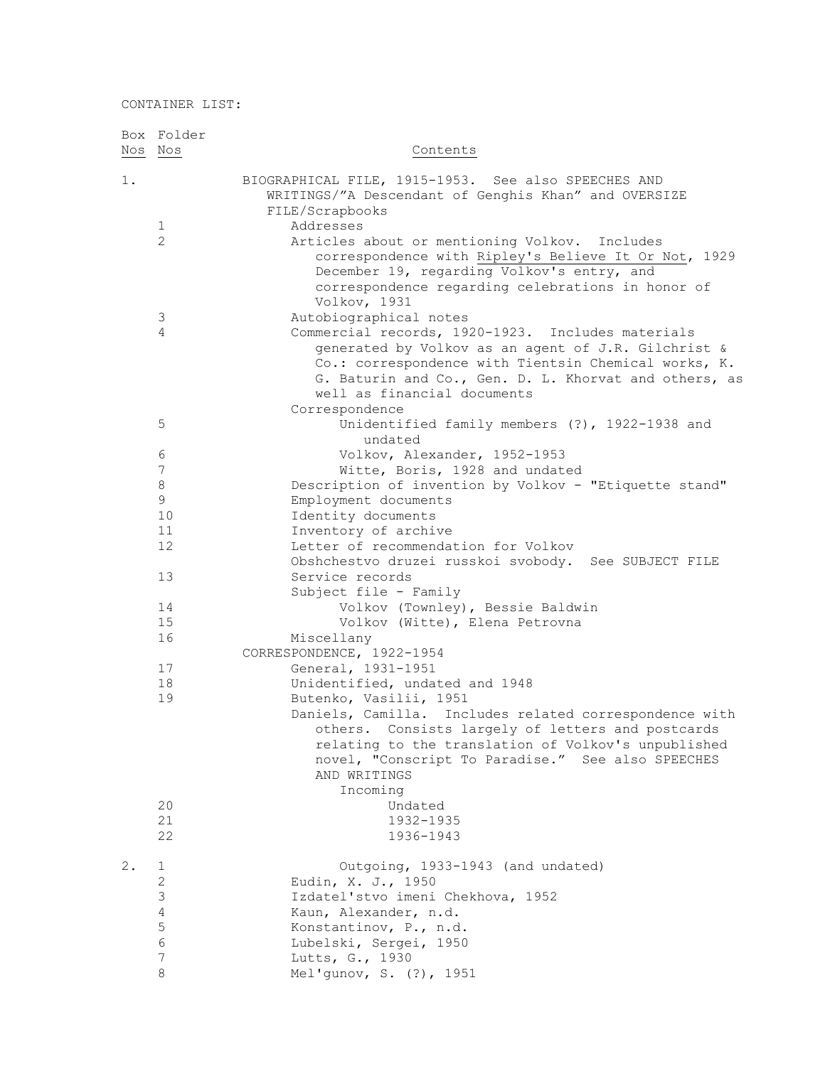CONTAINER LIST:

| Box Nos | Folder Nos | Contents |
|---|---|---|
| 1. | | BIOGRAPHICAL FILE, 1915-1953. See also SPEECHES AND WRITINGS/"A Descendant of Genghis Khan" and OVERSIZE FILE/Scrapbooks |
| | 1 | Addresses |
| | 2 | Articles about or mentioning Volkov. Includes correspondence with Ripley's Believe It Or Not, 1929 December 19, regarding Volkov's entry, and correspondence regarding celebrations in honor of Volkov, 1931 |
| | 3 | Autobiographical notes |
| | 4 | Commercial records, 1920-1923. Includes materials generated by Volkov as an agent of J.R. Gilchrist & Co.: correspondence with Tientsin Chemical works, K. G. Baturin and Co., Gen. D. L. Khorvat and others, as well as financial documents |
| | | Correspondence |
| | 5 | Unidentified family members (?), 1922-1938 and undated |
| | 6 | Volkov, Alexander, 1952-1953 |
| | 7 | Witte, Boris, 1928 and undated |
| | 8 | Description of invention by Volkov - "Etiquette stand" |
| | 9 | Employment documents |
| | 10 | Identity documents |
| | 11 | Inventory of archive |
| | 12 | Letter of recommendation for Volkov |
| | | Obshchestvo druzei russkoi svobody. See SUBJECT FILE |
| | 13 | Service records |
| | | Subject file - Family |
| | 14 | Volkov (Townley), Bessie Baldwin |
| | 15 | Volkov (Witte), Elena Petrovna |
| | 16 | Miscellany |
| | | CORRESPONDENCE, 1922-1954 |
| | 17 | General, 1931-1951 |
| | 18 | Unidentified, undated and 1948 |
| | 19 | Butenko, Vasilii, 1951 |
| | | Daniels, Camilla. Includes related correspondence with others. Consists largely of letters and postcards relating to the translation of Volkov's unpublished novel, "Conscript To Paradise." See also SPEECHES AND WRITINGS |
| | | Incoming |
| | 20 | Undated |
| | 21 | 1932-1935 |
| | 22 | 1936-1943 |
| 2. | 1 | Outgoing, 1933-1943 (and undated) |
| | 2 | Eudin, X. J., 1950 |
| | 3 | Izdatel'stvo imeni Chekhova, 1952 |
| | 4 | Kaun, Alexander, n.d. |
| | 5 | Konstantinov, P., n.d. |
| | 6 | Lubelski, Sergei, 1950 |
| | 7 | Lutts, G., 1930 |
| | 8 | Mel'gunov, S. (?), 1951 |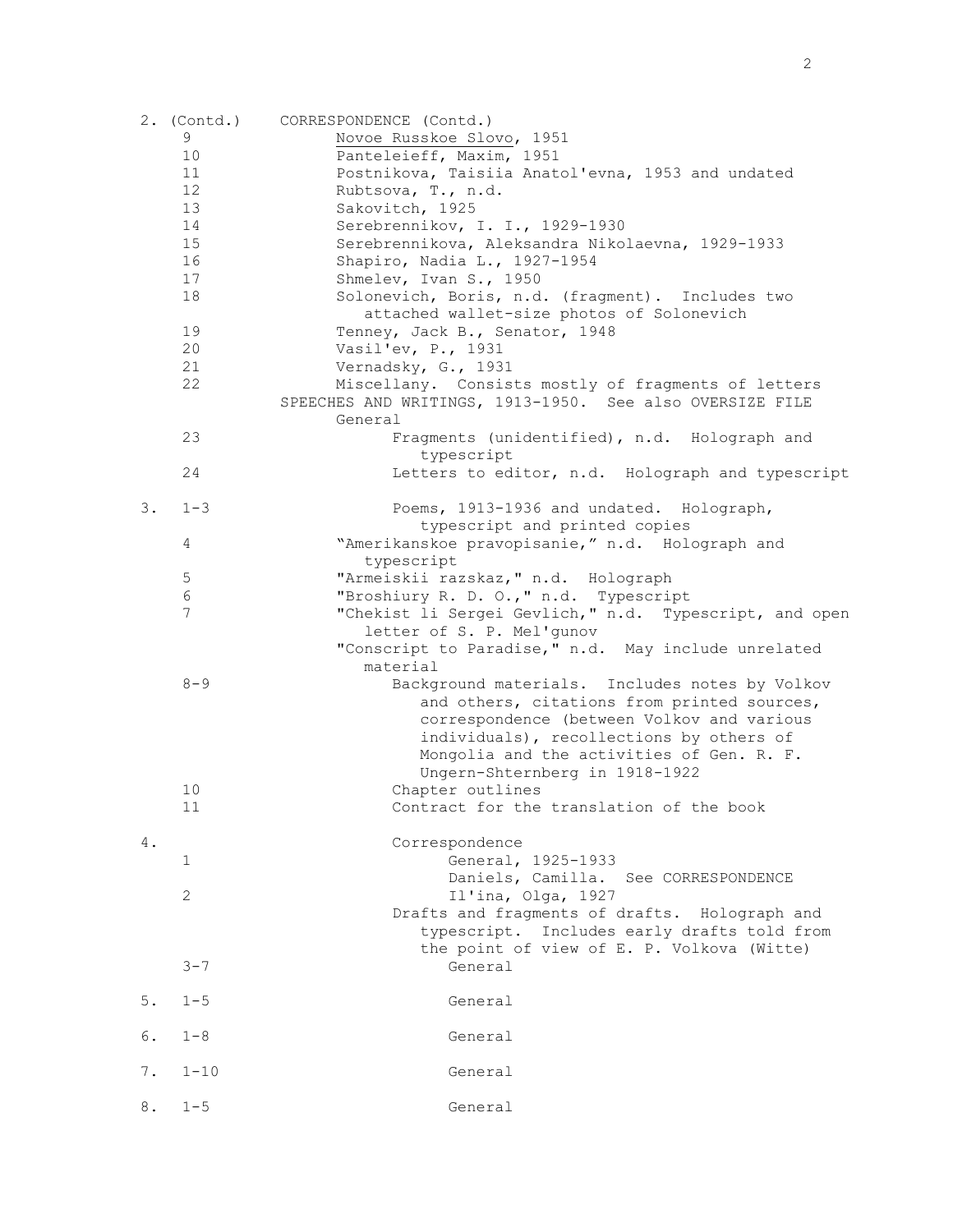| Box | Folder | Contents |
|---|---|---|
| 2. (Contd.) | | CORRESPONDENCE (Contd.) |
| | 9 | Novoe Russkoe Slovo, 1951 |
| | 10 | Panteleieff, Maxim, 1951 |
| | 11 | Postnikova, Taisiia Anatol'evna, 1953 and undated |
| | 12 | Rubtsova, T., n.d. |
| | 13 | Sakovitch, 1925 |
| | 14 | Serebrennikov, I. I., 1929-1930 |
| | 15 | Serebrennikova, Aleksandra Nikolaevna, 1929-1933 |
| | 16 | Shapiro, Nadia L., 1927-1954 |
| | 17 | Shmelev, Ivan S., 1950 |
| | 18 | Solonevich, Boris, n.d. (fragment). Includes two attached wallet-size photos of Solonevich |
| | 19 | Tenney, Jack B., Senator, 1948 |
| | 20 | Vasil'ev, P., 1931 |
| | 21 | Vernadsky, G., 1931 |
| | 22 | Miscellany. Consists mostly of fragments of letters |
| | | SPEECHES AND WRITINGS, 1913-1950. See also OVERSIZE FILE |
| | | General |
| | 23 | Fragments (unidentified), n.d. Holograph and typescript |
| | 24 | Letters to editor, n.d. Holograph and typescript |
| 3. | 1-3 | Poems, 1913-1936 and undated. Holograph, typescript and printed copies |
| | 4 | "Amerikanskoe pravopisanie," n.d. Holograph and typescript |
| | 5 | "Armeiskii razskaz," n.d. Holograph |
| | 6 | "Broshiury R. D. O.," n.d. Typescript |
| | 7 | "Chekist li Sergei Gevlich," n.d. Typescript, and open letter of S. P. Mel'gunov |
| | | "Conscript to Paradise," n.d. May include unrelated material |
| | 8-9 | Background materials. Includes notes by Volkov and others, citations from printed sources, correspondence (between Volkov and various individuals), recollections by others of Mongolia and the activities of Gen. R. F. Ungern-Shternberg in 1918-1922 |
| | 10 | Chapter outlines |
| | 11 | Contract for the translation of the book |
| 4. | | Correspondence |
| | 1 | General, 1925-1933 |
| | | Daniels, Camilla. See CORRESPONDENCE |
| | 2 | Il'ina, Olga, 1927 |
| | | Drafts and fragments of drafts. Holograph and typescript. Includes early drafts told from the point of view of E. P. Volkova (Witte) |
| | 3-7 | General |
| 5. | 1-5 | General |
| 6. | 1-8 | General |
| 7. | 1-10 | General |
| 8. | 1-5 | General |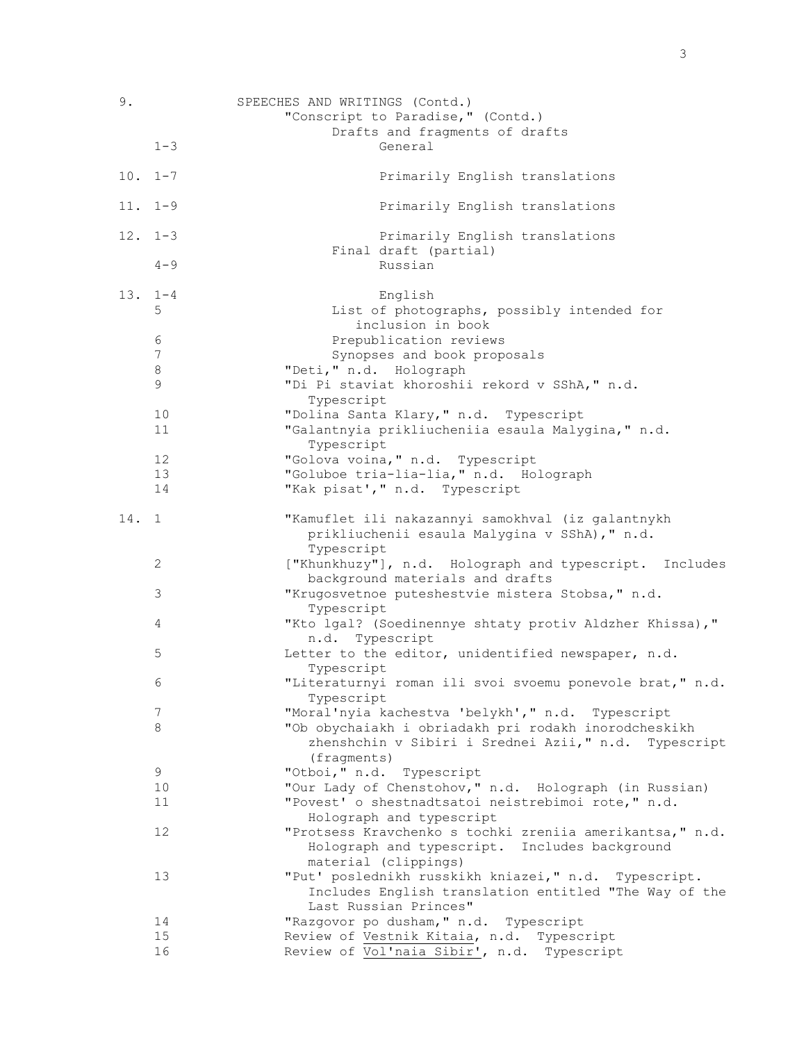| Box | Folder | Contents |
|---|---|---|
| 9. | | SPEECHES AND WRITINGS (Contd.) |
| | | "Conscript to Paradise," (Contd.) |
| | | Drafts and fragments of drafts |
| | 1-3 | General |
| 10. | 1-7 | Primarily English translations |
| 11. | 1-9 | Primarily English translations |
| 12. | 1-3 | Primarily English translations |
| | | Final draft (partial) |
| | 4-9 | Russian |
| 13. | 1-4 | English |
| | 5 | List of photographs, possibly intended for inclusion in book |
| | 6 | Prepublication reviews |
| | 7 | Synopses and book proposals |
| | 8 | "Deti," n.d. Holograph |
| | 9 | "Di Pi staviat khoroshii rekord v SShA," n.d. Typescript |
| | 10 | "Dolina Santa Klary," n.d. Typescript |
| | 11 | "Galantnyia prikliucheniia esaula Malygina," n.d. Typescript |
| | 12 | "Golova voina," n.d. Typescript |
| | 13 | "Goluboe tria-lia-lia," n.d. Holograph |
| | 14 | "Kak pisat'," n.d. Typescript |
| 14. | 1 | "Kamuflet ili nakazannyi samokhval (iz galantnykh prikliuchenii esaula Malygina v SShA)," n.d. Typescript |
| | 2 | ["Khunkhuzy"], n.d. Holograph and typescript. Includes background materials and drafts |
| | 3 | "Krugosvetnoe puteshestvie mistera Stobsa," n.d. Typescript |
| | 4 | "Kto lgal? (Soedinennye shtaty protiv Aldzher Khissa)," n.d. Typescript |
| | 5 | Letter to the editor, unidentified newspaper, n.d. Typescript |
| | 6 | "Literaturnyi roman ili svoi svoemu ponevole brat," n.d. Typescript |
| | 7 | "Moral'nyia kachestva 'belykh'," n.d. Typescript |
| | 8 | "Ob obychaiakh i obriadakh pri rodakh inorodcheskikh zhenshchin v Sibiri i Srednei Azii," n.d. Typescript (fragments) |
| | 9 | "Otboi," n.d. Typescript |
| | 10 | "Our Lady of Chenstohov," n.d. Holograph (in Russian) |
| | 11 | "Povest' o shestnadtsatoi neistrebimoi rote," n.d. Holograph and typescript |
| | 12 | "Protsess Kravchenko s tochki zreniia amerikantsa," n.d. Holograph and typescript. Includes background material (clippings) |
| | 13 | "Put' poslednikh russkikh kniazei," n.d. Typescript. Includes English translation entitled "The Way of the Last Russian Princes" |
| | 14 | "Razgovor po dusham," n.d. Typescript |
| | 15 | Review of _Vestnik Kitaia_, n.d. Typescript |
| | 16 | Review of _Vol'naia Sibir'_, n.d. Typescript |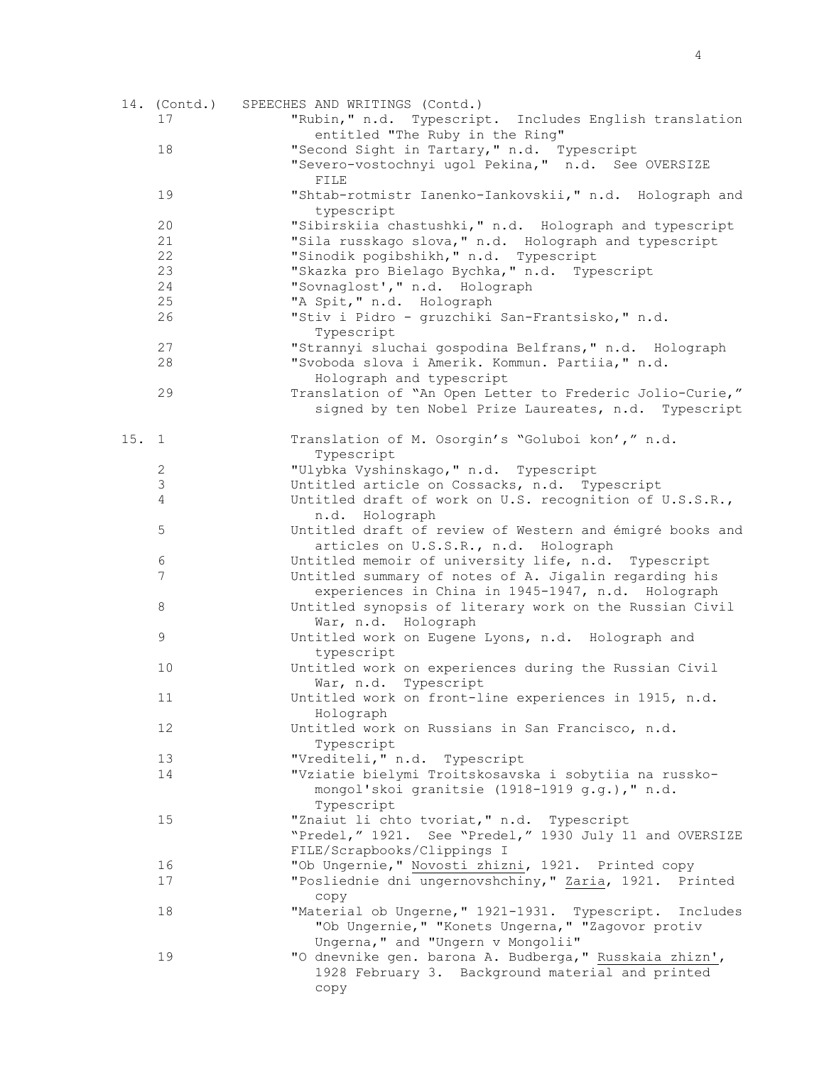14. (Contd.) SPEECHES AND WRITINGS (Contd.)

| Box | Folder | Description |
|---|---|---|
| 14. (Contd.) | 17 | "Rubin," n.d. Typescript. Includes English translation entitled "The Ruby in the Ring" |
| | 18 | "Second Sight in Tartary," n.d. Typescript |
| | | "Severo-vostochnyi ugol Pekina," n.d. See OVERSIZE FILE |
| | 19 | "Shtab-rotmistr Ianenko-Iankovskii," n.d. Holograph and typescript |
| | 20 | "Sibirskiia chastushki," n.d. Holograph and typescript |
| | 21 | "Sila russkago slova," n.d. Holograph and typescript |
| | 22 | "Sinodik pogibshikh," n.d. Typescript |
| | 23 | "Skazka pro Bielago Bychka," n.d. Typescript |
| | 24 | "Sovnaglost'," n.d. Holograph |
| | 25 | "A Spit," n.d. Holograph |
| | 26 | "Stiv i Pidro - gruzchiki San-Frantsisko," n.d. Typescript |
| | 27 | "Strannyi sluchai gospodina Belfrans," n.d. Holograph |
| | 28 | "Svoboda slova i Amerik. Kommun. Partiia," n.d. Holograph and typescript |
| | 29 | Translation of "An Open Letter to Frederic Jolio-Curie," signed by ten Nobel Prize Laureates, n.d. Typescript |
| 15. | 1 | Translation of M. Osorgin's "Goluboi kon'," n.d. Typescript |
| | 2 | "Ulybka Vyshinskago," n.d. Typescript |
| | 3 | Untitled article on Cossacks, n.d. Typescript |
| | 4 | Untitled draft of work on U.S. recognition of U.S.S.R., n.d. Holograph |
| | 5 | Untitled draft of review of Western and émigré books and articles on U.S.S.R., n.d. Holograph |
| | 6 | Untitled memoir of university life, n.d. Typescript |
| | 7 | Untitled summary of notes of A. Jigalin regarding his experiences in China in 1945-1947, n.d. Holograph |
| | 8 | Untitled synopsis of literary work on the Russian Civil War, n.d. Holograph |
| | 9 | Untitled work on Eugene Lyons, n.d. Holograph and typescript |
| | 10 | Untitled work on experiences during the Russian Civil War, n.d. Typescript |
| | 11 | Untitled work on front-line experiences in 1915, n.d. Holograph |
| | 12 | Untitled work on Russians in San Francisco, n.d. Typescript |
| | 13 | "Vrediteli," n.d. Typescript |
| | 14 | "Vziatie bielymi Troitskosavska i sobytiia na russko-mongol'skoi granitsie (1918-1919 g.g.)," n.d. Typescript |
| | 15 | "Znaiut li chto tvoriat," n.d. Typescript |
| | | "Predel," 1921. See "Predel," 1930 July 11 and OVERSIZE FILE/Scrapbooks/Clippings I |
| | 16 | "Ob Ungernie," <u>Novosti zhizni</u>, 1921. Printed copy |
| | 17 | "Posliednie dni ungernovshchiny," <u>Zaria</u>, 1921. Printed copy |
| | 18 | "Material ob Ungerne," 1921-1931. Typescript. Includes "Ob Ungernie," "Konets Ungerna," "Zagovor protiv Ungerna," and "Ungern v Mongolii" |
| | 19 | "O dnevnike gen. barona A. Budberga," <u>Russkaia zhizn'</u>, 1928 February 3. Background material and printed copy |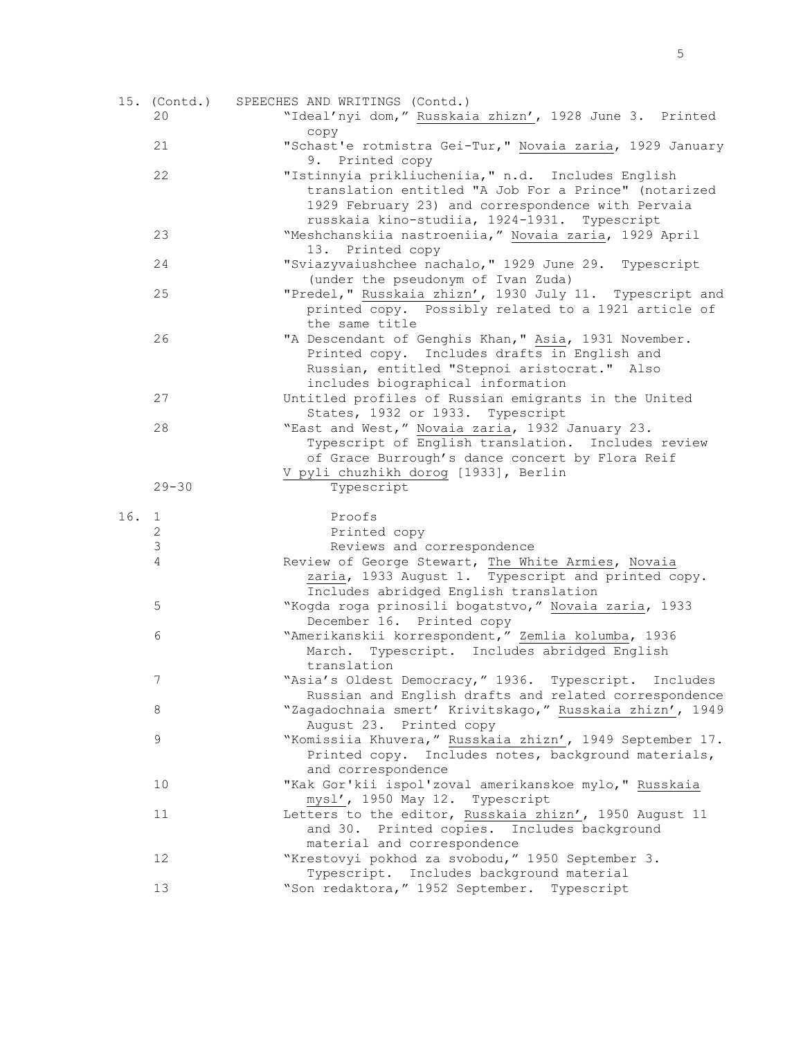| Box | Folder | Contents |
|---|---|---|
| 15. (Contd.) | | SPEECHES AND WRITINGS (Contd.) |
| | 20 | "Ideal'nyi dom," _Russkaia zhizn'_, 1928 June 3. Printed copy |
| | 21 | "Schast'e rotmistra Gei-Tur," _Novaia zaria_, 1929 January 9. Printed copy |
| | 22 | "Istinnyia prikliucheniia," n.d. Includes English translation entitled "A Job For a Prince" (notarized 1929 February 23) and correspondence with Pervaia russkaia kino-studiia, 1924-1931. Typescript |
| | 23 | "Meshchanskiia nastroeniia," _Novaia zaria_, 1929 April 13. Printed copy |
| | 24 | "Sviazyvaiushchee nachalo," 1929 June 29. Typescript (under the pseudonym of Ivan Zuda) |
| | 25 | "Predel," _Russkaia zhizn'_, 1930 July 11. Typescript and printed copy. Possibly related to a 1921 article of the same title |
| | 26 | "A Descendant of Genghis Khan," _Asia_, 1931 November. Printed copy. Includes drafts in English and Russian, entitled "Stepnoi aristocrat." Also includes biographical information |
| | 27 | Untitled profiles of Russian emigrants in the United States, 1932 or 1933. Typescript |
| | 28 | "East and West," _Novaia zaria_, 1932 January 23. Typescript of English translation. Includes review of Grace Burrough's dance concert by Flora Reif |
| | | _V pyli chuzhikh dorog_ [1933], Berlin |
| | 29-30 | Typescript |
| 16. | 1 | Proofs |
| | 2 | Printed copy |
| | 3 | Reviews and correspondence |
| | 4 | Review of George Stewart, _The White Armies_, _Novaia zaria_, 1933 August 1. Typescript and printed copy. Includes abridged English translation |
| | 5 | "Kogda roga prinosili bogatstvo," _Novaia zaria_, 1933 December 16. Printed copy |
| | 6 | "Amerikanskii korrespondent," _Zemlia kolumba_, 1936 March. Typescript. Includes abridged English translation |
| | 7 | "Asia's Oldest Democracy," 1936. Typescript. Includes Russian and English drafts and related correspondence |
| | 8 | "Zagadochnaia smert' Krivitskago," _Russkaia zhizn'_, 1949 August 23. Printed copy |
| | 9 | "Komissiia Khuvera," _Russkaia zhizn'_, 1949 September 17. Printed copy. Includes notes, background materials, and correspondence |
| | 10 | "Kak Gor'kii ispol'zoval amerikanskoe mylo," _Russkaia mysl'_, 1950 May 12. Typescript |
| | 11 | Letters to the editor, _Russkaia zhizn'_, 1950 August 11 and 30. Printed copies. Includes background material and correspondence |
| | 12 | "Krestovyi pokhod za svobodu," 1950 September 3. Typescript. Includes background material |
| | 13 | "Son redaktora," 1952 September. Typescript |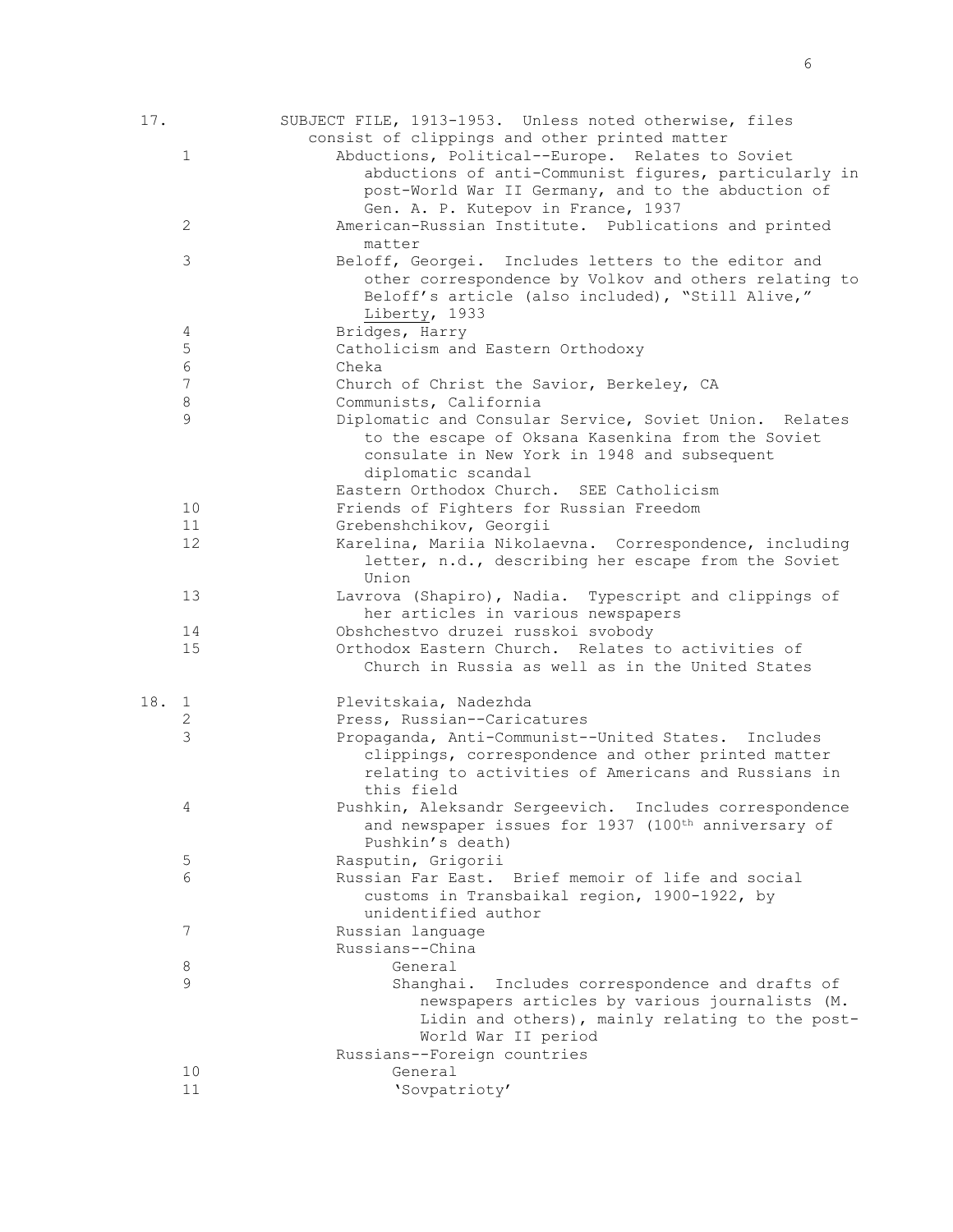17. SUBJECT FILE, 1913-1953. Unless noted otherwise, files consist of clippings and other printed matter

- 1 Abductions, Political--Europe. Relates to Soviet abductions of anti-Communist figures, particularly in post-World War II Germany, and to the abduction of Gen. A. P. Kutepov in France, 1937
- 2 American-Russian Institute. Publications and printed matter
- 3 Beloff, Georgei. Includes letters to the editor and other correspondence by Volkov and others relating to Beloff's article (also included), "Still Alive," Liberty, 1933
- 4 Bridges, Harry
- 5 Catholicism and Eastern Orthodoxy
- 6 Cheka
- 7 Church of Christ the Savior, Berkeley, CA
- 8 Communists, California
- 9 Diplomatic and Consular Service, Soviet Union. Relates to the escape of Oksana Kasenkina from the Soviet consulate in New York in 1948 and subsequent diplomatic scandal
- Eastern Orthodox Church. SEE Catholicism
- 10 Friends of Fighters for Russian Freedom
- 11 Grebenshchikov, Georgii
- 12 Karelina, Mariia Nikolaevna. Correspondence, including letter, n.d., describing her escape from the Soviet Union
- 13 Lavrova (Shapiro), Nadia. Typescript and clippings of her articles in various newspapers
- 14 Obshchestvo druzei russkoi svobody
- 15 Orthodox Eastern Church. Relates to activities of Church in Russia as well as in the United States

18.

- 1 Plevitskaia, Nadezhda
- 2 Press, Russian--Caricatures
- 3 Propaganda, Anti-Communist--United States. Includes clippings, correspondence and other printed matter relating to activities of Americans and Russians in this field
- 4 Pushkin, Aleksandr Sergeevich. Includes correspondence and newspaper issues for 1937 (100th anniversary of Pushkin's death)
- 5 Rasputin, Grigorii
- 6 Russian Far East. Brief memoir of life and social customs in Transbaikal region, 1900-1922, by unidentified author
- 7 Russian language
- Russians--China
  - 8 General
  - 9 Shanghai. Includes correspondence and drafts of newspapers articles by various journalists (M. Lidin and others), mainly relating to the post-World War II period
- Russians--Foreign countries
  - 10 General
  - 11 'Sovpatrioty'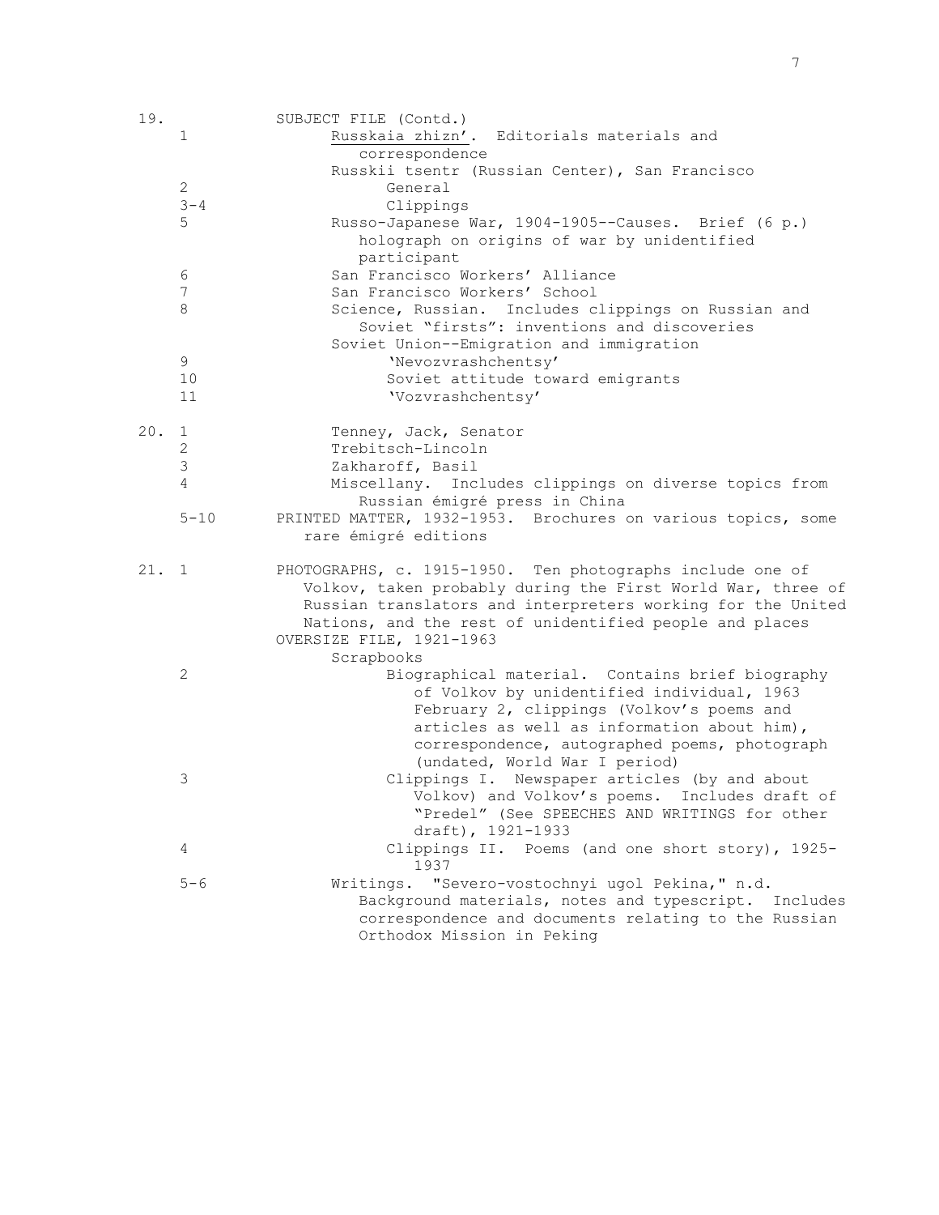| | | |
|---|---|---|
| 19. | | SUBJECT FILE (Contd.) |
| | 1 | <u>Russkaia zhizn'</u>. Editorials materials and correspondence |
| | | Russkii tsentr (Russian Center), San Francisco |
| | 2 | General |
| | 3-4 | Clippings |
| | 5 | Russo-Japanese War, 1904-1905--Causes. Brief (6 p.) holograph on origins of war by unidentified participant |
| | 6 | San Francisco Workers' Alliance |
| | 7 | San Francisco Workers' School |
| | 8 | Science, Russian. Includes clippings on Russian and Soviet "firsts": inventions and discoveries |
| | | Soviet Union--Emigration and immigration |
| | 9 | 'Nevozvrashchentsy' |
| | 10 | Soviet attitude toward emigrants |
| | 11 | 'Vozvrashchentsy' |
| 20. | 1 | Tenney, Jack, Senator |
| | 2 | Trebitsch-Lincoln |
| | 3 | Zakharoff, Basil |
| | 4 | Miscellany. Includes clippings on diverse topics from Russian émigré press in China |
| | 5-10 | PRINTED MATTER, 1932-1953. Brochures on various topics, some rare émigré editions |
| 21. | 1 | PHOTOGRAPHS, c. 1915-1950. Ten photographs include one of Volkov, taken probably during the First World War, three of Russian translators and interpreters working for the United Nations, and the rest of unidentified people and places |
| | | OVERSIZE FILE, 1921-1963 |
| | | Scrapbooks |
| | 2 | Biographical material. Contains brief biography of Volkov by unidentified individual, 1963 February 2, clippings (Volkov's poems and articles as well as information about him), correspondence, autographed poems, photograph (undated, World War I period) |
| | 3 | Clippings I. Newspaper articles (by and about Volkov) and Volkov's poems. Includes draft of "Predel" (See SPEECHES AND WRITINGS for other draft), 1921-1933 |
| | 4 | Clippings II. Poems (and one short story), 1925-1937 |
| | 5-6 | Writings. "Severo-vostochnyi ugol Pekina," n.d. Background materials, notes and typescript. Includes correspondence and documents relating to the Russian Orthodox Mission in Peking |